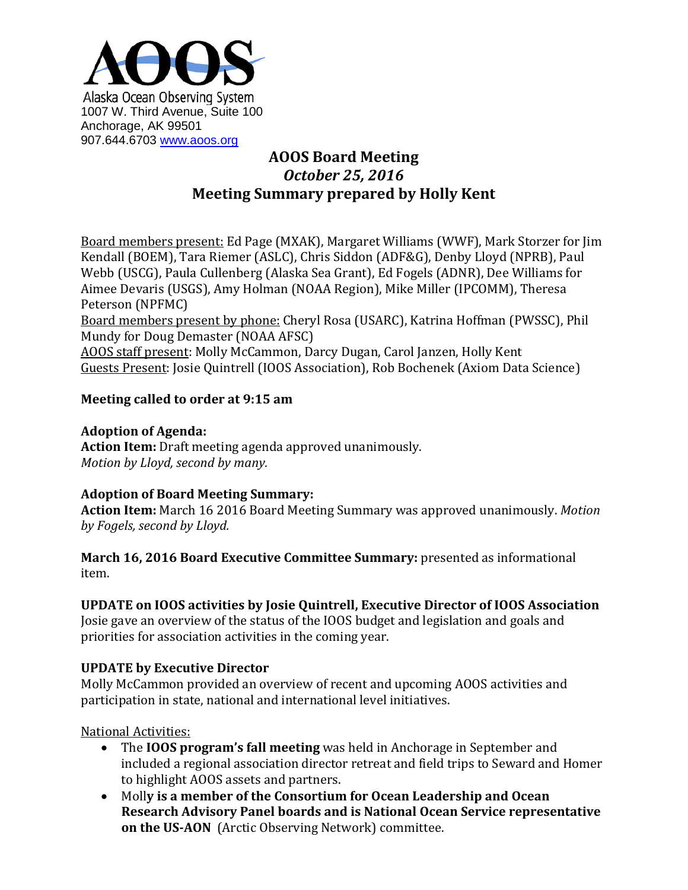Alaska Ocean Observing System
1007 W. Third Avenue, Suite 100
Anchorage, AK 99501
907.644.6703 www.aoos.org

# AOOS Board Meeting
## *October 25, 2016*
## Meeting Summary prepared by Holly Kent

Board members present: Ed Page (MXAK), Margaret Williams (WWF), Mark Storzer for Jim Kendall (BOEM), Tara Riemer (ASLC), Chris Siddon (ADF&G), Denby Lloyd (NPRB), Paul Webb (USCG), Paula Cullenberg (Alaska Sea Grant), Ed Fogels (ADNR), Dee Williams for Aimee Devaris (USGS), Amy Holman (NOAA Region), Mike Miller (IPCOMM), Theresa Peterson (NPFMC)
Board members present by phone: Cheryl Rosa (USARC), Katrina Hoffman (PWSSC), Phil Mundy for Doug Demaster (NOAA AFSC)
AOOS staff present: Molly McCammon, Darcy Dugan, Carol Janzen, Holly Kent
Guests Present: Josie Quintrell (IOOS Association), Rob Bochenek (Axiom Data Science)

**Meeting called to order at 9:15 am**

**Adoption of Agenda:**
**Action Item:** Draft meeting agenda approved unanimously.
*Motion by Lloyd, second by many.*

**Adoption of Board Meeting Summary:**
**Action Item:** March 16 2016 Board Meeting Summary was approved unanimously. *Motion by Fogels, second by Lloyd.*

**March 16, 2016 Board Executive Committee Summary:** presented as informational item.

**UPDATE on IOOS activities by Josie Quintrell, Executive Director of IOOS Association**
Josie gave an overview of the status of the IOOS budget and legislation and goals and priorities for association activities in the coming year.

**UPDATE by Executive Director**
Molly McCammon provided an overview of recent and upcoming AOOS activities and participation in state, national and international level initiatives.

National Activities:

- The **IOOS program's fall meeting** was held in Anchorage in September and included a regional association director retreat and field trips to Seward and Homer to highlight AOOS assets and partners.
- Moll**y is a member of the Consortium for Ocean Leadership and Ocean Research Advisory Panel boards and is National Ocean Service representative on the US-AON** (Arctic Observing Network) committee.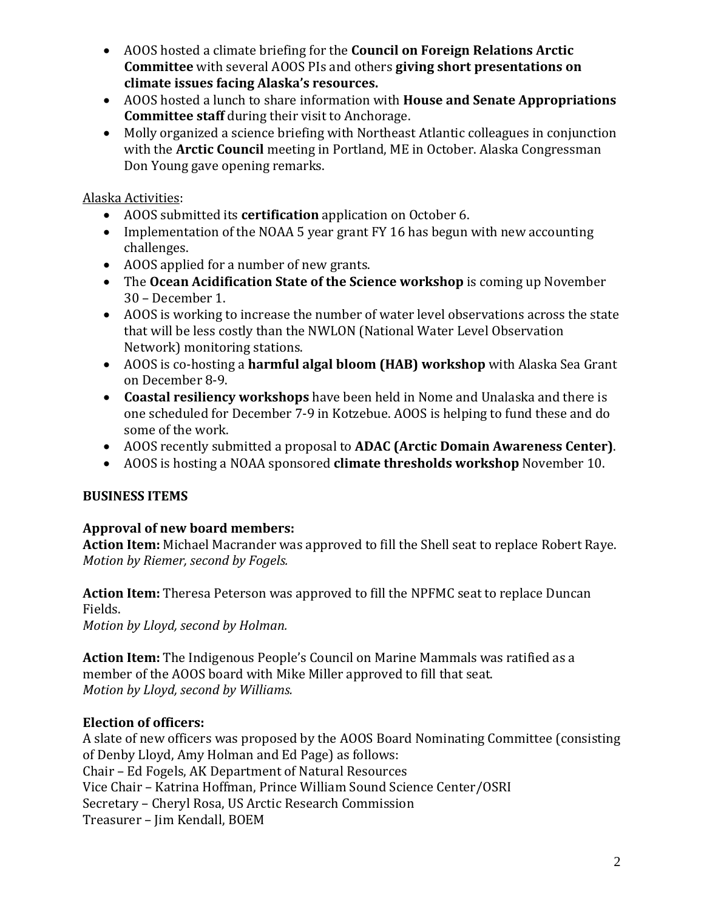- AOOS hosted a climate briefing for the **Council on Foreign Relations Arctic Committee** with several AOOS PIs and others **giving short presentations on climate issues facing Alaska's resources.**
- AOOS hosted a lunch to share information with **House and Senate Appropriations Committee staff** during their visit to Anchorage.
- Molly organized a science briefing with Northeast Atlantic colleagues in conjunction with the **Arctic Council** meeting in Portland, ME in October. Alaska Congressman Don Young gave opening remarks.

<u>Alaska Activities</u>:

- AOOS submitted its **certification** application on October 6.
- Implementation of the NOAA 5 year grant FY 16 has begun with new accounting challenges.
- AOOS applied for a number of new grants.
- The **Ocean Acidification State of the Science workshop** is coming up November 30 – December 1.
- AOOS is working to increase the number of water level observations across the state that will be less costly than the NWLON (National Water Level Observation Network) monitoring stations.
- AOOS is co-hosting a **harmful algal bloom (HAB) workshop** with Alaska Sea Grant on December 8-9.
- **Coastal resiliency workshops** have been held in Nome and Unalaska and there is one scheduled for December 7-9 in Kotzebue. AOOS is helping to fund these and do some of the work.
- AOOS recently submitted a proposal to **ADAC (Arctic Domain Awareness Center)**.
- AOOS is hosting a NOAA sponsored **climate thresholds workshop** November 10.

## BUSINESS ITEMS

### Approval of new board members:

**Action Item:** Michael Macrander was approved to fill the Shell seat to replace Robert Raye.
*Motion by Riemer, second by Fogels.*

**Action Item:** Theresa Peterson was approved to fill the NPFMC seat to replace Duncan Fields.
*Motion by Lloyd, second by Holman.*

**Action Item:** The Indigenous People's Council on Marine Mammals was ratified as a member of the AOOS board with Mike Miller approved to fill that seat.
*Motion by Lloyd, second by Williams.*

### Election of officers:

A slate of new officers was proposed by the AOOS Board Nominating Committee (consisting of Denby Lloyd, Amy Holman and Ed Page) as follows:
Chair – Ed Fogels, AK Department of Natural Resources
Vice Chair – Katrina Hoffman, Prince William Sound Science Center/OSRI
Secretary – Cheryl Rosa, US Arctic Research Commission
Treasurer – Jim Kendall, BOEM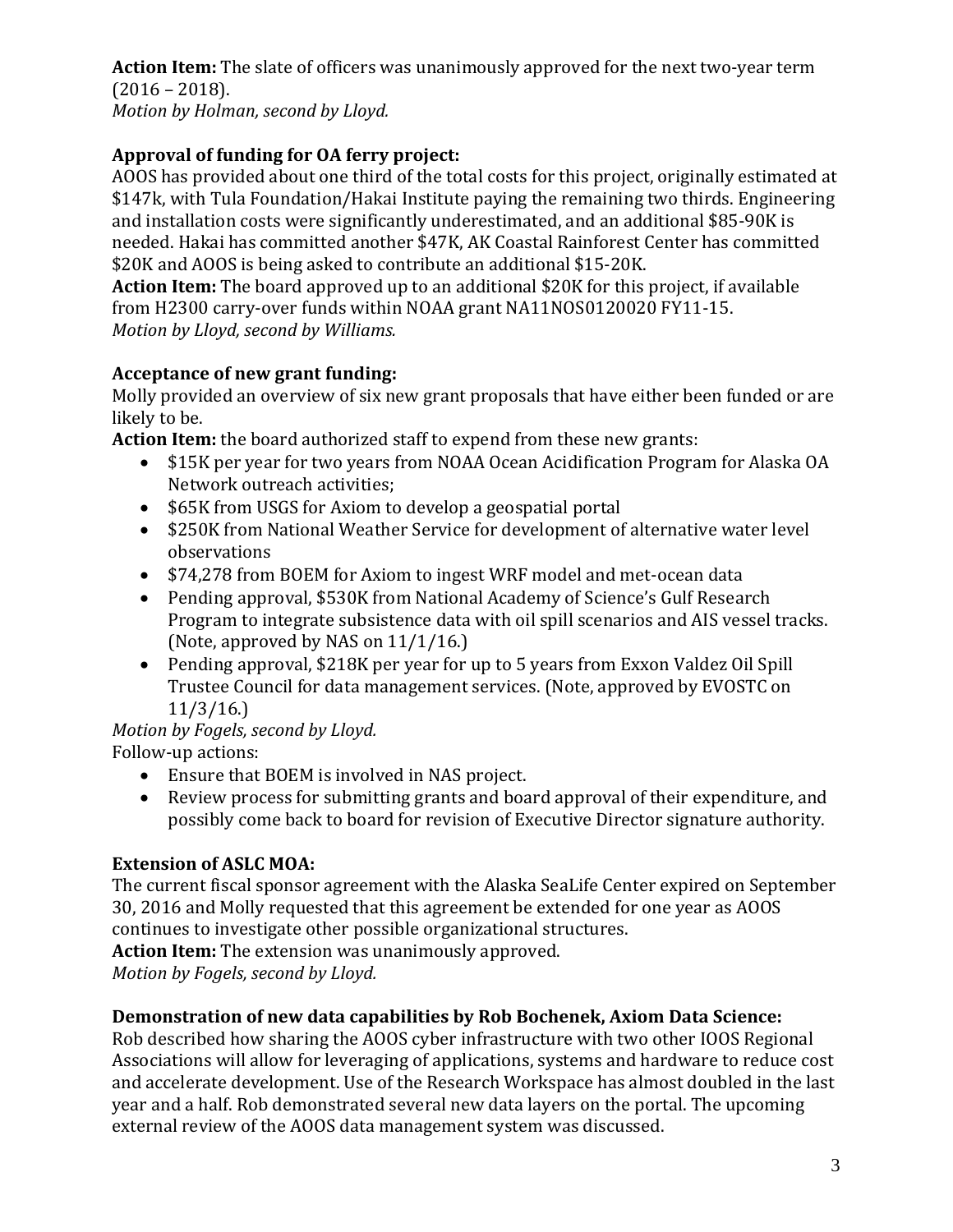**Action Item:** The slate of officers was unanimously approved for the next two-year term (2016 – 2018).
*Motion by Holman, second by Lloyd.*

**Approval of funding for OA ferry project:**
AOOS has provided about one third of the total costs for this project, originally estimated at $147k, with Tula Foundation/Hakai Institute paying the remaining two thirds. Engineering and installation costs were significantly underestimated, and an additional $85-90K is needed. Hakai has committed another $47K, AK Coastal Rainforest Center has committed $20K and AOOS is being asked to contribute an additional $15-20K.
**Action Item:** The board approved up to an additional $20K for this project, if available from H2300 carry-over funds within NOAA grant NA11NOS0120020 FY11-15.
*Motion by Lloyd, second by Williams.*

**Acceptance of new grant funding:**
Molly provided an overview of six new grant proposals that have either been funded or are likely to be.
**Action Item:** the board authorized staff to expend from these new grants:

- $15K per year for two years from NOAA Ocean Acidification Program for Alaska OA Network outreach activities;
- $65K from USGS for Axiom to develop a geospatial portal
- $250K from National Weather Service for development of alternative water level observations
- $74,278 from BOEM for Axiom to ingest WRF model and met-ocean data
- Pending approval, $530K from National Academy of Science's Gulf Research Program to integrate subsistence data with oil spill scenarios and AIS vessel tracks. (Note, approved by NAS on 11/1/16.)
- Pending approval, $218K per year for up to 5 years from Exxon Valdez Oil Spill Trustee Council for data management services. (Note, approved by EVOSTC on 11/3/16.)

*Motion by Fogels, second by Lloyd.*
Follow-up actions:

- Ensure that BOEM is involved in NAS project.
- Review process for submitting grants and board approval of their expenditure, and possibly come back to board for revision of Executive Director signature authority.

**Extension of ASLC MOA:**
The current fiscal sponsor agreement with the Alaska SeaLife Center expired on September 30, 2016 and Molly requested that this agreement be extended for one year as AOOS continues to investigate other possible organizational structures.
**Action Item:** The extension was unanimously approved.
*Motion by Fogels, second by Lloyd.*

**Demonstration of new data capabilities by Rob Bochenek, Axiom Data Science:**
Rob described how sharing the AOOS cyber infrastructure with two other IOOS Regional Associations will allow for leveraging of applications, systems and hardware to reduce cost and accelerate development. Use of the Research Workspace has almost doubled in the last year and a half. Rob demonstrated several new data layers on the portal. The upcoming external review of the AOOS data management system was discussed.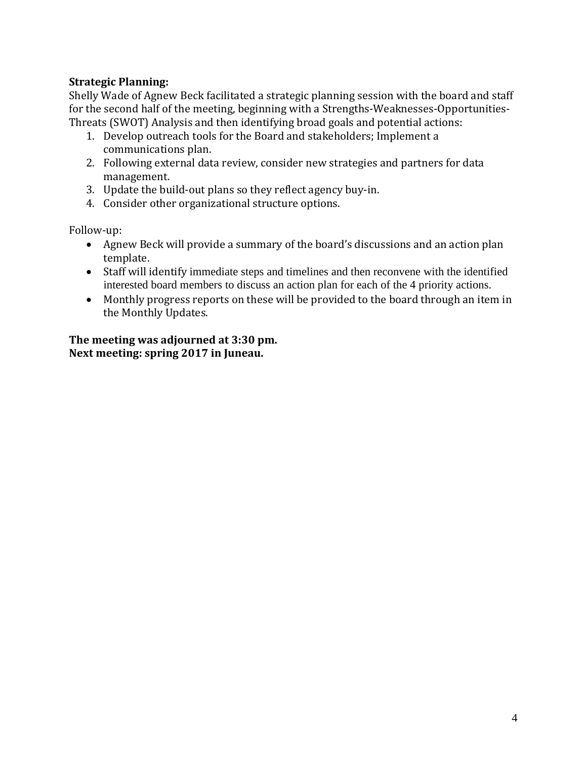**Strategic Planning:**
Shelly Wade of Agnew Beck facilitated a strategic planning session with the board and staff for the second half of the meeting, beginning with a Strengths-Weaknesses-Opportunities-Threats (SWOT) Analysis and then identifying broad goals and potential actions:

1. Develop outreach tools for the Board and stakeholders; Implement a communications plan.
2. Following external data review, consider new strategies and partners for data management.
3. Update the build-out plans so they reflect agency buy-in.
4. Consider other organizational structure options.

Follow-up:

- Agnew Beck will provide a summary of the board's discussions and an action plan template.
- Staff will identify immediate steps and timelines and then reconvene with the identified interested board members to discuss an action plan for each of the 4 priority actions.
- Monthly progress reports on these will be provided to the board through an item in the Monthly Updates.

**The meeting was adjourned at 3:30 pm.**
**Next meeting: spring 2017 in Juneau.**